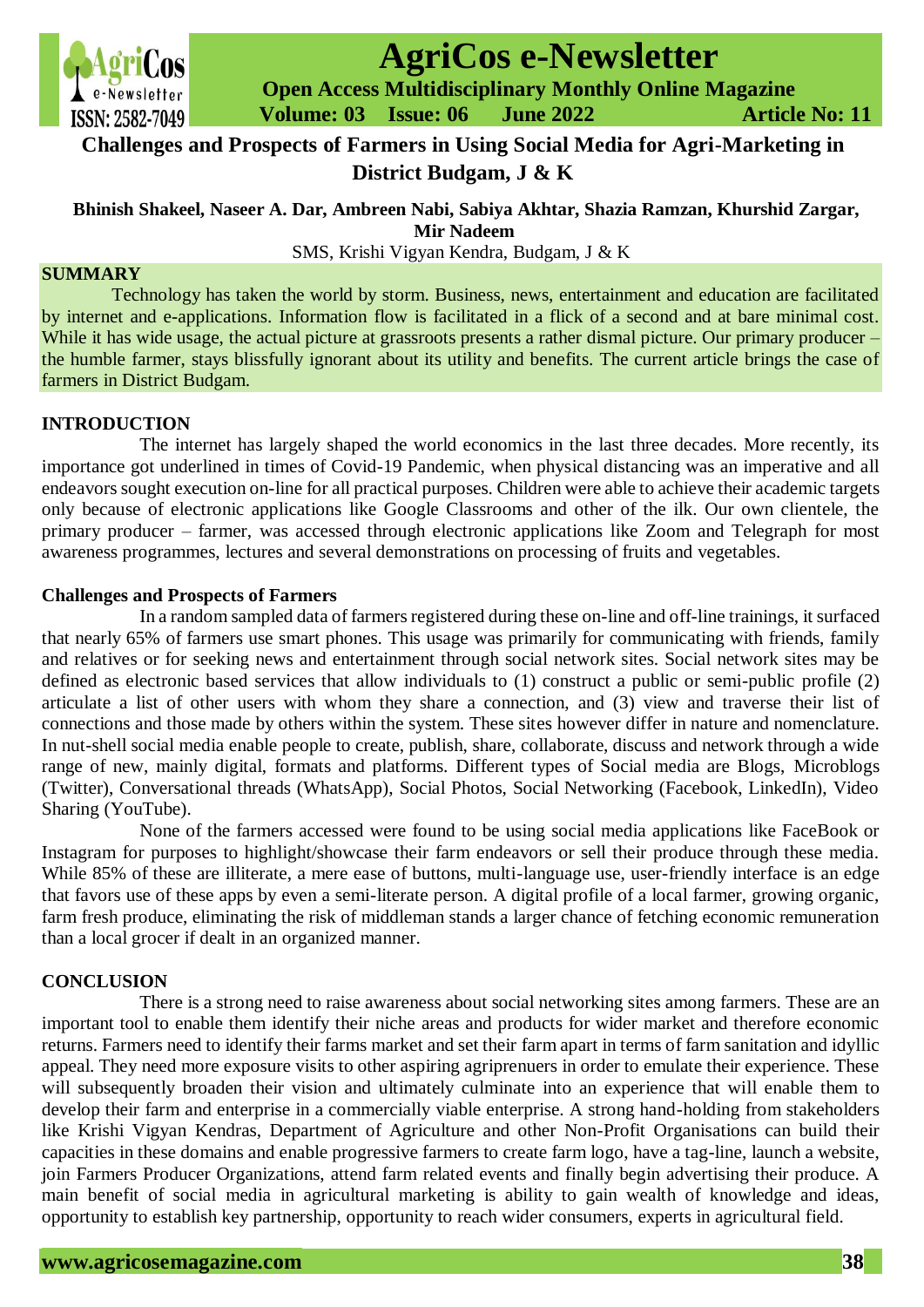# Challenges and Prospects of Farmers in Using Social Media for Agri-Marketing in District Budgam, J & K

**Bhinish Shakeel, Naseer A. Dar, Ambreen Nabi, Sabiya Akhtar, Shazia Ramzan, Khurshid Zargar, Mir Nadeem**

SMS, Krishi Vigyan Kendra, Budgam, J & K

## SUMMARY

Technology has taken the world by storm. Business, news, entertainment and education are facilitated by internet and e-applications. Information flow is facilitated in a flick of a second and at bare minimal cost. While it has wide usage, the actual picture at grassroots presents a rather dismal picture. Our primary producer – the humble farmer, stays blissfully ignorant about its utility and benefits. The current article brings the case of farmers in District Budgam.

## INTRODUCTION

The internet has largely shaped the world economics in the last three decades. More recently, its importance got underlined in times of Covid-19 Pandemic, when physical distancing was an imperative and all endeavors sought execution on-line for all practical purposes. Children were able to achieve their academic targets only because of electronic applications like Google Classrooms and other of the ilk. Our own clientele, the primary producer – farmer, was accessed through electronic applications like Zoom and Telegraph for most awareness programmes, lectures and several demonstrations on processing of fruits and vegetables.

### Challenges and Prospects of Farmers

In a random sampled data of farmers registered during these on-line and off-line trainings, it surfaced that nearly 65% of farmers use smart phones. This usage was primarily for communicating with friends, family and relatives or for seeking news and entertainment through social network sites. Social network sites may be defined as electronic based services that allow individuals to (1) construct a public or semi-public profile (2) articulate a list of other users with whom they share a connection, and (3) view and traverse their list of connections and those made by others within the system. These sites however differ in nature and nomenclature. In nut-shell social media enable people to create, publish, share, collaborate, discuss and network through a wide range of new, mainly digital, formats and platforms. Different types of Social media are Blogs, Microblogs (Twitter), Conversational threads (WhatsApp), Social Photos, Social Networking (Facebook, LinkedIn), Video Sharing (YouTube).

None of the farmers accessed were found to be using social media applications like FaceBook or Instagram for purposes to highlight/showcase their farm endeavors or sell their produce through these media. While 85% of these are illiterate, a mere ease of buttons, multi-language use, user-friendly interface is an edge that favors use of these apps by even a semi-literate person. A digital profile of a local farmer, growing organic, farm fresh produce, eliminating the risk of middleman stands a larger chance of fetching economic remuneration than a local grocer if dealt in an organized manner.

## CONCLUSION

There is a strong need to raise awareness about social networking sites among farmers. These are an important tool to enable them identify their niche areas and products for wider market and therefore economic returns. Farmers need to identify their farms market and set their farm apart in terms of farm sanitation and idyllic appeal. They need more exposure visits to other aspiring agriprenuers in order to emulate their experience. These will subsequently broaden their vision and ultimately culminate into an experience that will enable them to develop their farm and enterprise in a commercially viable enterprise. A strong hand-holding from stakeholders like Krishi Vigyan Kendras, Department of Agriculture and other Non-Profit Organisations can build their capacities in these domains and enable progressive farmers to create farm logo, have a tag-line, launch a website, join Farmers Producer Organizations, attend farm related events and finally begin advertising their produce. A main benefit of social media in agricultural marketing is ability to gain wealth of knowledge and ideas, opportunity to establish key partnership, opportunity to reach wider consumers, experts in agricultural field.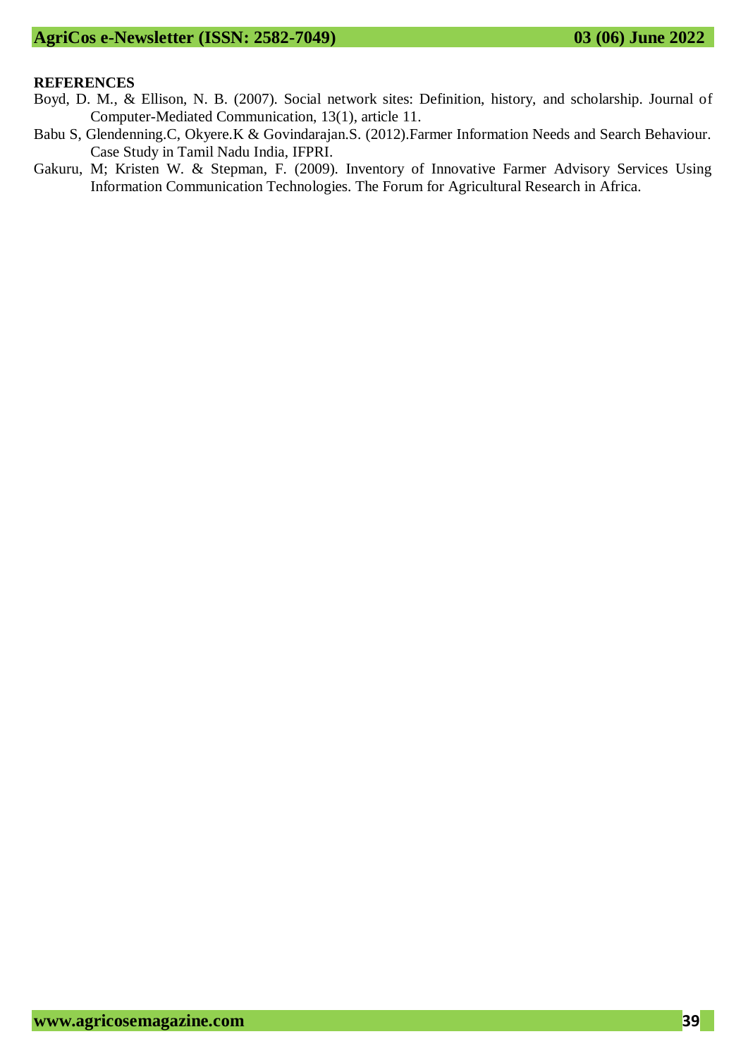**REFERENCES**

Boyd, D. M., & Ellison, N. B. (2007). Social network sites: Definition, history, and scholarship. Journal of Computer-Mediated Communication, 13(1), article 11.

Babu S, Glendenning.C, Okyere.K & Govindarajan.S. (2012).Farmer Information Needs and Search Behaviour. Case Study in Tamil Nadu India, IFPRI.

Gakuru, M; Kristen W. & Stepman, F. (2009). Inventory of Innovative Farmer Advisory Services Using Information Communication Technologies. The Forum for Agricultural Research in Africa.